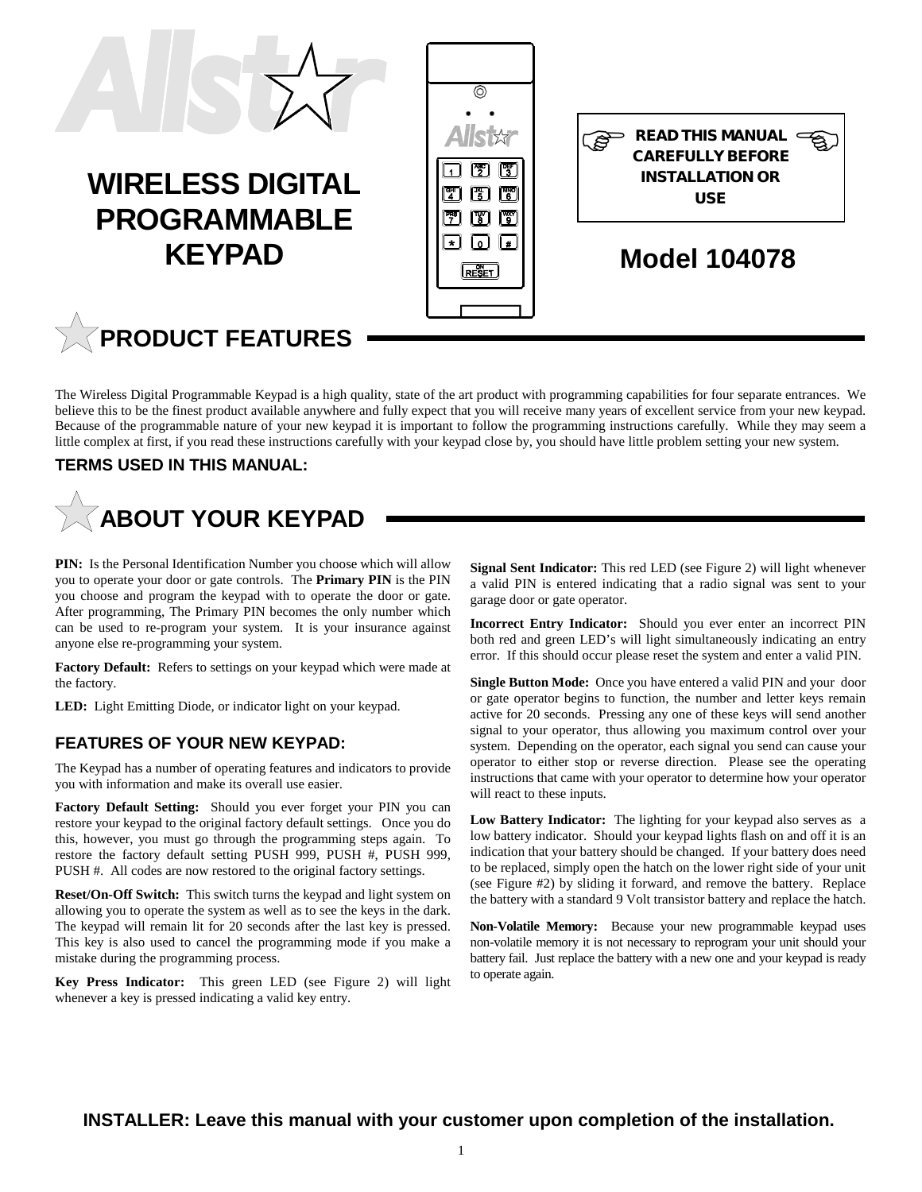# WIRELESS DIGITAL PROGRAMMABLE KEYPAD

**READ THIS MANUAL CAREFULLY BEFORE INSTALLATION OR USE**

## Model 104078

## PRODUCT FEATURES

The Wireless Digital Programmable Keypad is a high quality, state of the art product with programming capabilities for four separate entrances. We believe this to be the finest product available anywhere and fully expect that you will receive many years of excellent service from your new keypad. Because of the programmable nature of your new keypad it is important to follow the programming instructions carefully. While they may seem a little complex at first, if you read these instructions carefully with your keypad close by, you should have little problem setting your new system.

### TERMS USED IN THIS MANUAL:

## ABOUT YOUR KEYPAD

**PIN:** Is the Personal Identification Number you choose which will allow you to operate your door or gate controls. The **Primary PIN** is the PIN you choose and program the keypad with to operate the door or gate. After programming, The Primary PIN becomes the only number which can be used to re-program your system. It is your insurance against anyone else re-programming your system.

**Factory Default:** Refers to settings on your keypad which were made at the factory.

**LED:** Light Emitting Diode, or indicator light on your keypad.

### FEATURES OF YOUR NEW KEYPAD:

The Keypad has a number of operating features and indicators to provide you with information and make its overall use easier.

**Factory Default Setting:** Should you ever forget your PIN you can restore your keypad to the original factory default settings. Once you do this, however, you must go through the programming steps again. To restore the factory default setting PUSH 999, PUSH #, PUSH 999, PUSH #. All codes are now restored to the original factory settings.

**Reset/On-Off Switch:** This switch turns the keypad and light system on allowing you to operate the system as well as to see the keys in the dark. The keypad will remain lit for 20 seconds after the last key is pressed. This key is also used to cancel the programming mode if you make a mistake during the programming process.

**Key Press Indicator:** This green LED (see Figure 2) will light whenever a key is pressed indicating a valid key entry.

**Signal Sent Indicator:** This red LED (see Figure 2) will light whenever a valid PIN is entered indicating that a radio signal was sent to your garage door or gate operator.

**Incorrect Entry Indicator:** Should you ever enter an incorrect PIN both red and green LED's will light simultaneously indicating an entry error. If this should occur please reset the system and enter a valid PIN.

**Single Button Mode:** Once you have entered a valid PIN and your door or gate operator begins to function, the number and letter keys remain active for 20 seconds. Pressing any one of these keys will send another signal to your operator, thus allowing you maximum control over your system. Depending on the operator, each signal you send can cause your operator to either stop or reverse direction. Please see the operating instructions that came with your operator to determine how your operator will react to these inputs.

**Low Battery Indicator:** The lighting for your keypad also serves as a low battery indicator. Should your keypad lights flash on and off it is an indication that your battery should be changed. If your battery does need to be replaced, simply open the hatch on the lower right side of your unit (see Figure #2) by sliding it forward, and remove the battery. Replace the battery with a standard 9 Volt transistor battery and replace the hatch.

**Non-Volatile Memory:** Because your new programmable keypad uses non-volatile memory it is not necessary to reprogram your unit should your battery fail. Just replace the battery with a new one and your keypad is ready to operate again.

**INSTALLER: Leave this manual with your customer upon completion of the installation.**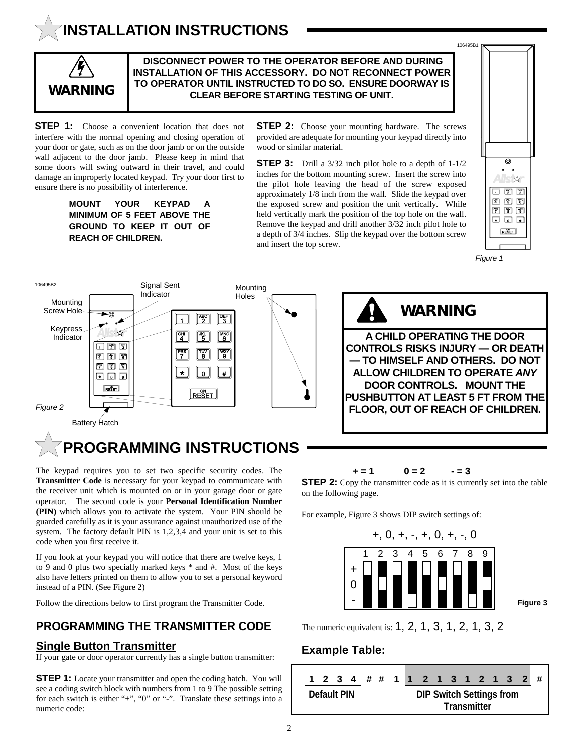# INSTALLATION INSTRUCTIONS

**WARNING**

**DISCONNECT POWER TO THE OPERATOR BEFORE AND DURING INSTALLATION OF THIS ACCESSORY. DO NOT RECONNECT POWER TO OPERATOR UNTIL INSTRUCTED TO DO SO. ENSURE DOORWAY IS CLEAR BEFORE STARTING TESTING OF UNIT.**

**STEP 1:** Choose a convenient location that does not interfere with the normal opening and closing operation of your door or gate, such as on the door jamb or on the outside wall adjacent to the door jamb. Please keep in mind that some doors will swing outward in their travel, and could damage an improperly located keypad. Try your door first to ensure there is no possibility of interference.

**MOUNT YOUR KEYPAD A MINIMUM OF 5 FEET ABOVE THE GROUND TO KEEP IT OUT OF REACH OF CHILDREN.**

**STEP 2:** Choose your mounting hardware. The screws provided are adequate for mounting your keypad directly into wood or similar material.

**STEP 3:** Drill a 3/32 inch pilot hole to a depth of 1-1/2 inches for the bottom mounting screw. Insert the screw into the pilot hole leaving the head of the screw exposed approximately 1/8 inch from the wall. Slide the keypad over the exposed screw and position the unit vertically. While held vertically mark the position of the top hole on the wall. Remove the keypad and drill another 3/32 inch pilot hole to a depth of 3/4 inches. Slip the keypad over the bottom screw and insert the top screw.

*Figure 1*

Signal Sent Indicator, Mounting Holes, Mounting Screw Hole, Keypress Indicator, Battery Hatch

*Figure 2*

**WARNING**

**A CHILD OPERATING THE DOOR CONTROLS RISKS INJURY — OR DEATH — TO HIMSELF AND OTHERS. DO NOT ALLOW CHILDREN TO OPERATE *ANY* DOOR CONTROLS. MOUNT THE PUSHBUTTON AT LEAST 5 FT FROM THE FLOOR, OUT OF REACH OF CHILDREN.**

# PROGRAMMING INSTRUCTIONS

The keypad requires you to set two specific security codes. The **Transmitter Code** is necessary for your keypad to communicate with the receiver unit which is mounted on or in your garage door or gate operator. The second code is your **Personal Identification Number (PIN)** which allows you to activate the system. Your PIN should be guarded carefully as it is your assurance against unauthorized use of the system. The factory default PIN is 1,2,3,4 and your unit is set to this code when you first receive it.

If you look at your keypad you will notice that there are twelve keys, 1 to 9 and 0 plus two specially marked keys * and #. Most of the keys also have letters printed on them to allow you to set a personal keyword instead of a PIN. (See Figure 2)

Follow the directions below to first program the Transmitter Code.

## PROGRAMMING THE TRANSMITTER CODE

### Single Button Transmitter

If your gate or door operator currently has a single button transmitter:

**STEP 1:** Locate your transmitter and open the coding hatch. You will see a coding switch block with numbers from 1 to 9 The possible setting for each switch is either "+", "0" or "-". Translate these settings into a numeric code:

**+ = 1 0 = 2 - = 3**

**STEP 2:** Copy the transmitter code as it is currently set into the table on the following page.

For example, Figure 3 shows DIP switch settings of:

+, 0, +, -, +, 0, +, -, 0

**Figure 3**

The numeric equivalent is: 1, 2, 1, 3, 1, 2, 1, 3, 2

### Example Table:

| 1 | 2 | 3 | 4 | # | # | 1 | 1 | 2 | 1 | 3 | 1 | 2 | 1 | 3 | 2 | # |
|---|---|---|---|---|---|---|---|---|---|---|---|---|---|---|---|---|
| Default PIN | | | | | | | DIP Switch Settings from Transmitter | | | | | | | | | |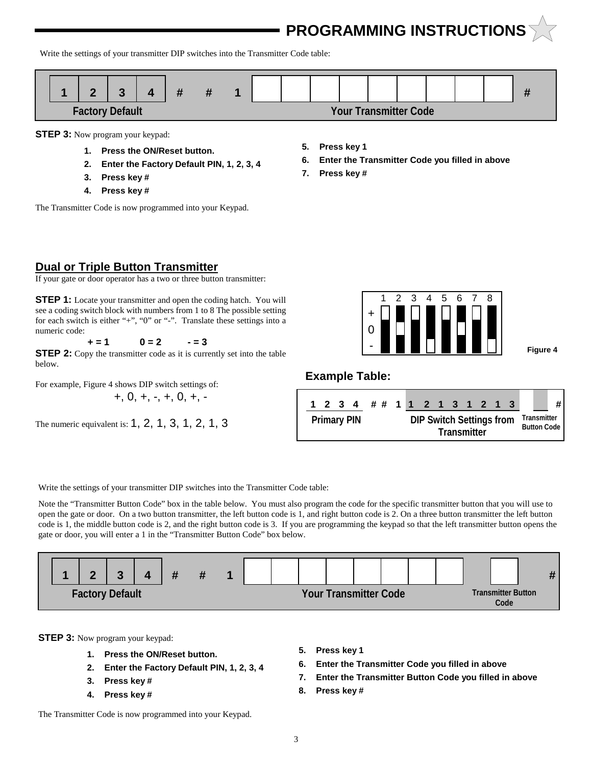## PROGRAMMING INSTRUCTIONS

Write the settings of your transmitter DIP switches into the Transmitter Code table:

| 1 | 2 | 3 | 4 | # | # | 1 | | | | | | | | | | # |
|---|---|---|---|---|---|---|---|---|---|---|---|---|---|---|---|---|
| Factory Default | | | | | | | Your Transmitter Code | | | | | | | | | |

**STEP 3:** Now program your keypad:

1. **Press the ON/Reset button.**
2. **Enter the Factory Default PIN, 1, 2, 3, 4**
3. **Press key #**
4. **Press key #**
5. **Press key 1**
6. **Enter the Transmitter Code you filled in above**
7. **Press key #**

The Transmitter Code is now programmed into your Keypad.

## Dual or Triple Button Transmitter

If your gate or door operator has a two or three button transmitter:

**STEP 1:** Locate your transmitter and open the coding hatch. You will see a coding switch block with numbers from 1 to 8 The possible setting for each switch is either "+", "0" or "-". Translate these settings into a numeric code:

**+ = 1 0 = 2 - = 3**

**STEP 2:** Copy the transmitter code as it is currently set into the table below.

For example, Figure 4 shows DIP switch settings of:

+, 0, +, -, +, 0, +, -

The numeric equivalent is: 1, 2, 1, 3, 1, 2, 1, 3

Figure 4

### Example Table:

| 1 2 3 4 | # # 1 | 1 2 1 3 1 2 1 3 | | # |
|---|---|---|---|---|
| Primary PIN | | DIP Switch Settings from Transmitter | Transmitter Button Code | |

Write the settings of your transmitter DIP switches into the Transmitter Code table:

Note the "Transmitter Button Code" box in the table below. You must also program the code for the specific transmitter button that you will use to open the gate or door. On a two button transmitter, the left button code is 1, and right button code is 2. On a three button transmitter the left button code is 1, the middle button code is 2, and the right button code is 3. If you are programming the keypad so that the left transmitter button opens the gate or door, you will enter a 1 in the "Transmitter Button Code" box below.

| 1 | 2 | 3 | 4 | # | # | 1 | | | | | | | | | | # |
|---|---|---|---|---|---|---|---|---|---|---|---|---|---|---|---|---|
| Factory Default | | | | | | | Your Transmitter Code | | | | | | | | Transmitter Button Code | |

**STEP 3:** Now program your keypad:

1. **Press the ON/Reset button.**
2. **Enter the Factory Default PIN, 1, 2, 3, 4**
3. **Press key #**
4. **Press key #**
5. **Press key 1**
6. **Enter the Transmitter Code you filled in above**
7. **Enter the Transmitter Button Code you filled in above**
8. **Press key #**

The Transmitter Code is now programmed into your Keypad.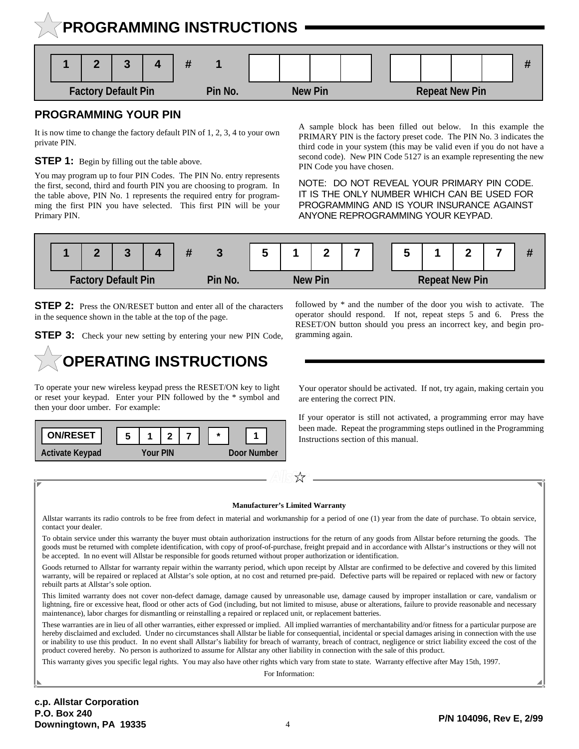# PROGRAMMING INSTRUCTIONS

| 1 | 2 | 3 | 4 | # | 1 | | | | | | | | | # |
|---|---|---|---|---|---|---|---|---|---|---|---|---|---|---|
| Factory Default Pin | | | | | Pin No. | New Pin | | | | Repeat New Pin | | | | |

## PROGRAMMING YOUR PIN

It is now time to change the factory default PIN of 1, 2, 3, 4 to your own private PIN.

**STEP 1:** Begin by filling out the table above.

You may program up to four PIN Codes. The PIN No. entry represents the first, second, third and fourth PIN you are choosing to program. In the table above, PIN No. 1 represents the required entry for programming the first PIN you have selected. This first PIN will be your Primary PIN.

A sample block has been filled out below. In this example the PRIMARY PIN is the factory preset code. The PIN No. 3 indicates the third code in your system (this may be valid even if you do not have a second code). New PIN Code 5127 is an example representing the new PIN Code you have chosen.

NOTE: DO NOT REVEAL YOUR PRIMARY PIN CODE. IT IS THE ONLY NUMBER WHICH CAN BE USED FOR PROGRAMMING AND IS YOUR INSURANCE AGAINST ANYONE REPROGRAMMING YOUR KEYPAD.

| 1 | 2 | 3 | 4 | # | 3 | 5 | 1 | 2 | 7 | 5 | 1 | 2 | 7 | # |
|---|---|---|---|---|---|---|---|---|---|---|---|---|---|---|
| Factory Default Pin | | | | | Pin No. | New Pin | | | | Repeat New Pin | | | | |

**STEP 2:** Press the ON/RESET button and enter all of the characters in the sequence shown in the table at the top of the page.

**STEP 3:** Check your new setting by entering your new PIN Code, followed by * and the number of the door you wish to activate. The operator should respond. If not, repeat steps 5 and 6. Press the RESET/ON button should you press an incorrect key, and begin programming again.

# OPERATING INSTRUCTIONS

To operate your new wireless keypad press the RESET/ON key to light or reset your keypad. Enter your PIN followed by the * symbol and then your door umber. For example:

| ON/RESET | 5 | 1 | 2 | 7 | * | 1 |
|---|---|---|---|---|---|---|
| Activate Keypad | Your PIN | | | | | Door Number |

Your operator should be activated. If not, try again, making certain you are entering the correct PIN.

If your operator is still not activated, a programming error may have been made. Repeat the programming steps outlined in the Programming Instructions section of this manual.

**Manufacturer's Limited Warranty**

Allstar warrants its radio controls to be free from defect in material and workmanship for a period of one (1) year from the date of purchase. To obtain service, contact your dealer.

To obtain service under this warranty the buyer must obtain authorization instructions for the return of any goods from Allstar before returning the goods. The goods must be returned with complete identification, with copy of proof-of-purchase, freight prepaid and in accordance with Allstar's instructions or they will not be accepted. In no event will Allstar be responsible for goods returned without proper authorization or identification.

Goods returned to Allstar for warranty repair within the warranty period, which upon receipt by Allstar are confirmed to be defective and covered by this limited warranty, will be repaired or replaced at Allstar's sole option, at no cost and returned pre-paid. Defective parts will be repaired or replaced with new or factory rebuilt parts at Allstar's sole option.

This limited warranty does not cover non-defect damage, damage caused by unreasonable use, damage caused by improper installation or care, vandalism or lightning, fire or excessive heat, flood or other acts of God (including, but not limited to misuse, abuse or alterations, failure to provide reasonable and necessary maintenance), labor charges for dismantling or reinstalling a repaired or replaced unit, or replacement batteries.

These warranties are in lieu of all other warranties, either expressed or implied. All implied warranties of merchantability and/or fitness for a particular purpose are hereby disclaimed and excluded. Under no circumstances shall Allstar be liable for consequential, incidental or special damages arising in connection with the use or inability to use this product. In no event shall Allstar's liability for breach of warranty, breach of contract, negligence or strict liability exceed the cost of the product covered hereby. No person is authorized to assume for Allstar any other liability in connection with the sale of this product.

This warranty gives you specific legal rights. You may also have other rights which vary from state to state. Warranty effective after May 15th, 1997.

For Information:

**c.p. Allstar Corporation**
**P.O. Box 240**
**Downingtown, PA 19335**

**P/N 104096, Rev E, 2/99**